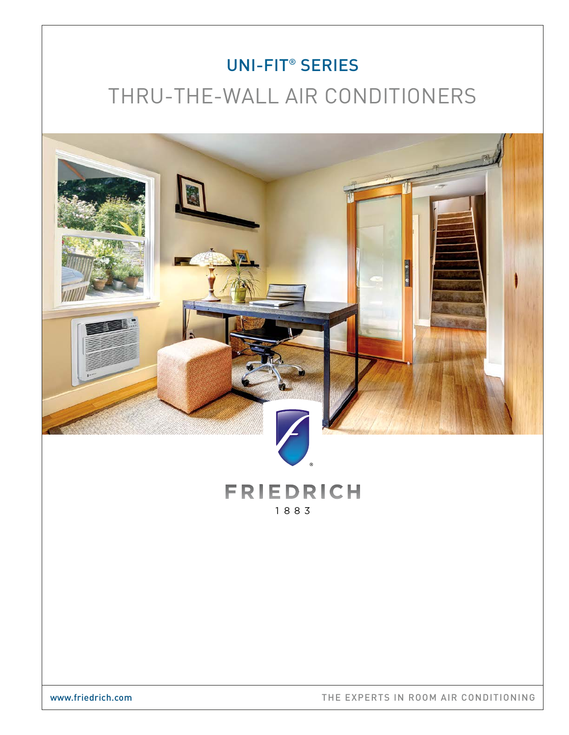# UNI-FIT® SERIES

## THRU-THE-WALL AIR CONDITIONERS

FRIEDRICH

1883

www.friedrich.com

THE EXPERTS IN ROOM AIR CONDITIONING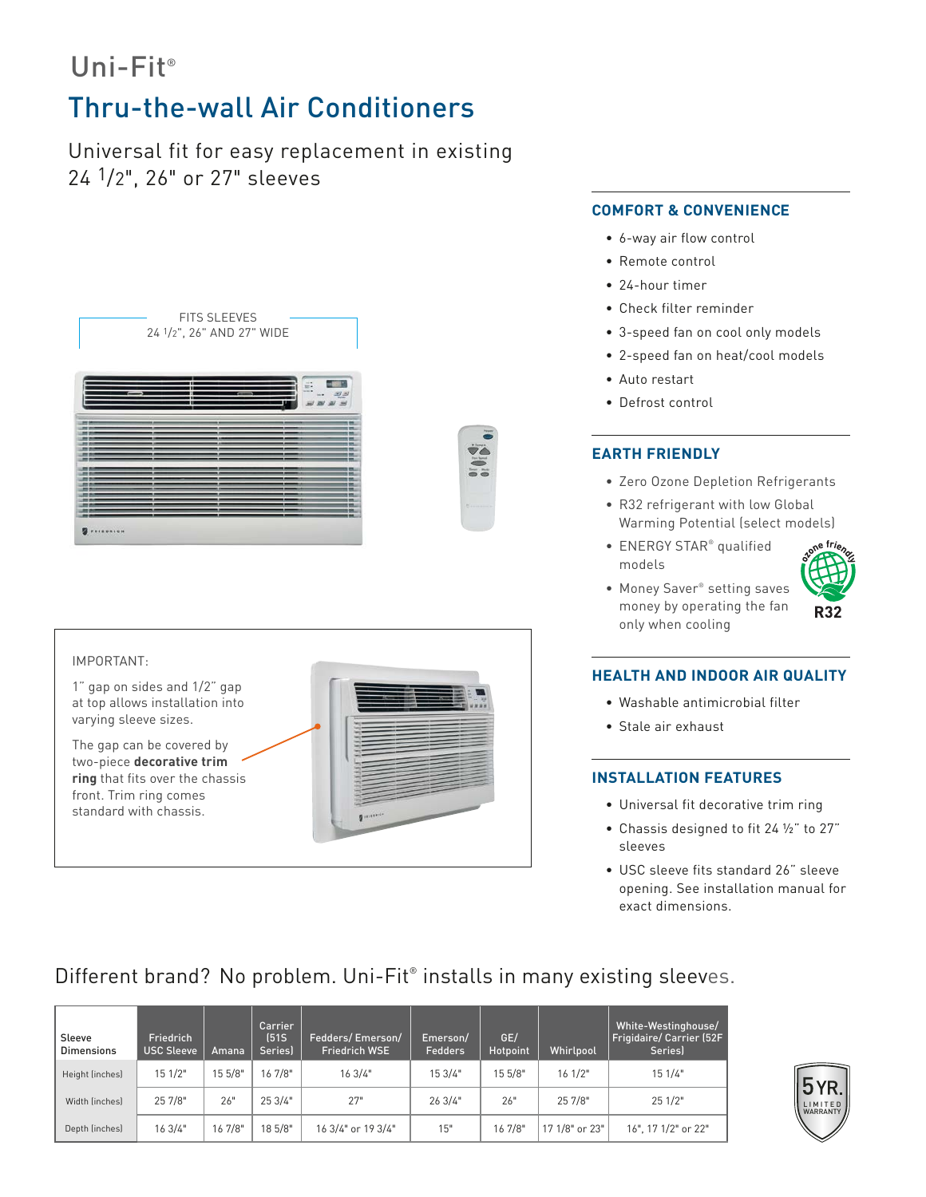# Uni-Fit®

## Thru-the-wall Air Conditioners

Universal fit for easy replacement in existing 24 1/2", 26" or 27" sleeves

FITS SLEEVES 24 1/2", 26" AND 27" WIDE

IMPORTANT:

1" gap on sides and 1/2" gap at top allows installation into varying sleeve sizes.

The gap can be covered by two-piece **decorative trim ring** that fits over the chassis front. Trim ring comes standard with chassis.

### COMFORT & CONVENIENCE

- 6-way air flow control
- Remote control
- 24-hour timer
- Check filter reminder
- 3-speed fan on cool only models
- 2-speed fan on heat/cool models
- Auto restart
- Defrost control

### EARTH FRIENDLY

- Zero Ozone Depletion Refrigerants
- R32 refrigerant with low Global Warming Potential (select models)
- ENERGY STAR® qualified models
- Money Saver® setting saves money by operating the fan only when cooling

ozone friendly R32

### HEALTH AND INDOOR AIR QUALITY

- Washable antimicrobial filter
- Stale air exhaust

### INSTALLATION FEATURES

- Universal fit decorative trim ring
- Chassis designed to fit 24 ½" to 27" sleeves
- USC sleeve fits standard 26" sleeve opening. See installation manual for exact dimensions.

## Different brand? No problem. Uni-Fit® installs in many existing sleeves.

| Sleeve Dimensions | Friedrich USC Sleeve | Amana | Carrier (51S Series) | Fedders/ Emerson/ Friedrich WSE | Emerson/ Fedders | GE/ Hotpoint | Whirlpool | White-Westinghouse/ Frigidaire/ Carrier (52F Series) |
|---|---|---|---|---|---|---|---|---|
| Height (inches) | 15 1/2" | 15 5/8" | 16 7/8" | 16 3/4" | 15 3/4" | 15 5/8" | 16 1/2" | 15 1/4" |
| Width (inches) | 25 7/8" | 26" | 25 3/4" | 27" | 26 3/4" | 26" | 25 7/8" | 25 1/2" |
| Depth (inches) | 16 3/4" | 16 7/8" | 18 5/8" | 16 3/4" or 19 3/4" | 15" | 16 7/8" | 17 1/8" or 23" | 16", 17 1/2" or 22" |

5YR. LIMITED WARRANTY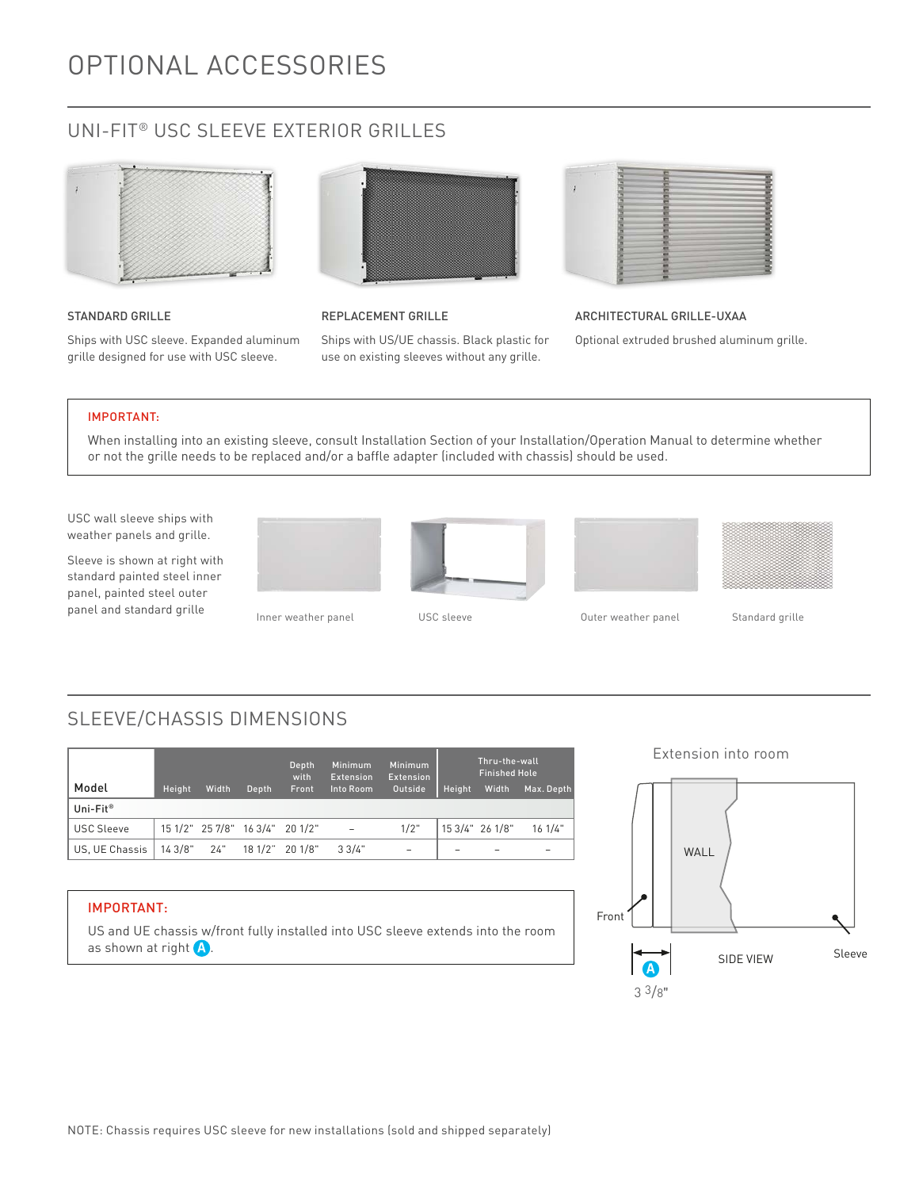# OPTIONAL ACCESSORIES

## UNI-FIT® USC SLEEVE EXTERIOR GRILLES

**STANDARD GRILLE**

Ships with USC sleeve. Expanded aluminum grille designed for use with USC sleeve.

**REPLACEMENT GRILLE**

Ships with US/UE chassis. Black plastic for use on existing sleeves without any grille.

**ARCHITECTURAL GRILLE-UXAA**

Optional extruded brushed aluminum grille.

> **IMPORTANT:**
>
> When installing into an existing sleeve, consult Installation Section of your Installation/Operation Manual to determine whether or not the grille needs to be replaced and/or a baffle adapter (included with chassis) should be used.

USC wall sleeve ships with weather panels and grille.

Sleeve is shown at right with standard painted steel inner panel, painted steel outer panel and standard grille

Inner weather panel

USC sleeve

Outer weather panel

Standard grille

## SLEEVE/CHASSIS DIMENSIONS

| Model | Height | Width | Depth | Depth with Front | Minimum Extension Into Room | Minimum Extension Outside | Thru-the-wall Finished Hole Height | Thru-the-wall Finished Hole Width | Thru-the-wall Finished Hole Max. Depth |
|---|---|---|---|---|---|---|---|---|---|
| **Uni-Fit®** | | | | | | | | | |
| USC Sleeve | 15 1/2" | 25 7/8" | 16 3/4" | 20 1/2" | – | 1/2" | 15 3/4" | 26 1/8" | 16 1/4" |
| US, UE Chassis | 14 3/8" | 24" | 18 1/2" | 20 1/8" | 3 3/4" | – | – | – | – |

> **IMPORTANT:**
>
> US and UE chassis w/front fully installed into USC sleeve extends into the room as shown at right (A).

Extension into room

WALL

Front

Sleeve

SIDE VIEW

(A) 3 3/8"

NOTE: Chassis requires USC sleeve for new installations (sold and shipped separately)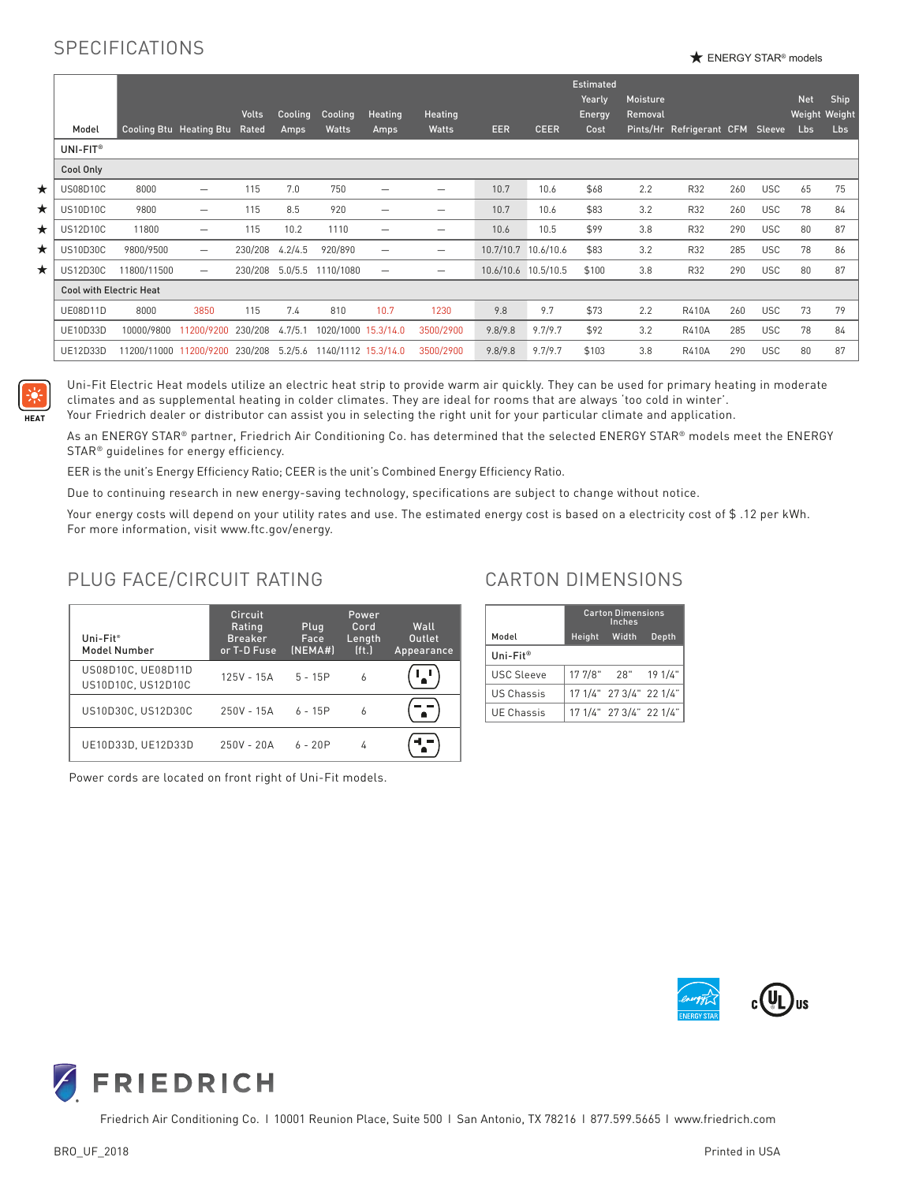## SPECIFICATIONS

★ ENERGY STAR® models

| | Model | Cooling Btu | Heating Btu | Volts Rated | Cooling Amps | Cooling Watts | Heating Amps | Heating Watts | EER | CEER | Estimated Yearly Energy Cost | Moisture Removal Pints/Hr | Refrigerant | CFM | Sleeve | Net Weight Lbs | Ship Weight Lbs |
|---|---|---|---|---|---|---|---|---|---|---|---|---|---|---|---|---|---|
| | **UNI-FIT®** | | | | | | | | | | | | | | | | |
| | **Cool Only** | | | | | | | | | | | | | | | | |
| ★ | US08D10C | 8000 | — | 115 | 7.0 | 750 | — | — | 10.7 | 10.6 | $68 | 2.2 | R32 | 260 | USC | 65 | 75 |
| ★ | US10D10C | 9800 | — | 115 | 8.5 | 920 | — | — | 10.7 | 10.6 | $83 | 3.2 | R32 | 260 | USC | 78 | 84 |
| ★ | US12D10C | 11800 | — | 115 | 10.2 | 1110 | — | — | 10.6 | 10.5 | $99 | 3.8 | R32 | 290 | USC | 80 | 87 |
| ★ | US10D30C | 9800/9500 | — | 230/208 | 4.2/4.5 | 920/890 | — | — | 10.7/10.7 | 10.6/10.6 | $83 | 3.2 | R32 | 285 | USC | 78 | 86 |
| ★ | US12D30C | 11800/11500 | — | 230/208 | 5.0/5.5 | 1110/1080 | — | — | 10.6/10.6 | 10.5/10.5 | $100 | 3.8 | R32 | 290 | USC | 80 | 87 |
| | **Cool with Electric Heat** | | | | | | | | | | | | | | | | |
| | UE08D11D | 8000 | 3850 | 115 | 7.4 | 810 | 10.7 | 1230 | 9.8 | 9.7 | $73 | 2.2 | R410A | 260 | USC | 73 | 79 |
| | UE10D33D | 10000/9800 | 11200/9200 | 230/208 | 4.7/5.1 | 1020/1000 | 15.3/14.0 | 3500/2900 | 9.8/9.8 | 9.7/9.7 | $92 | 3.2 | R410A | 285 | USC | 78 | 84 |
| | UE12D33D | 11200/11000 | 11200/9200 | 230/208 | 5.2/5.6 | 1140/1112 | 15.3/14.0 | 3500/2900 | 9.8/9.8 | 9.7/9.7 | $103 | 3.8 | R410A | 290 | USC | 80 | 87 |

HEAT

Uni-Fit Electric Heat models utilize an electric heat strip to provide warm air quickly. They can be used for primary heating in moderate climates and as supplemental heating in colder climates. They are ideal for rooms that are always 'too cold in winter'. Your Friedrich dealer or distributor can assist you in selecting the right unit for your particular climate and application.

As an ENERGY STAR® partner, Friedrich Air Conditioning Co. has determined that the selected ENERGY STAR® models meet the ENERGY STAR® guidelines for energy efficiency.

EER is the unit's Energy Efficiency Ratio; CEER is the unit's Combined Energy Efficiency Ratio.

Due to continuing research in new energy-saving technology, specifications are subject to change without notice.

Your energy costs will depend on your utility rates and use. The estimated energy cost is based on a electricity cost of $ .12 per kWh. For more information, visit www.ftc.gov/energy.

## PLUG FACE/CIRCUIT RATING

| Uni-Fit® Model Number | Circuit Rating Breaker or T-D Fuse | Plug Face (NEMA#) | Power Cord Length (ft.) | Wall Outlet Appearance |
|---|---|---|---|---|
| US08D10C, UE08D11D US10D10C, US12D10C | 125V - 15A | 5 - 15P | 6 | |
| US10D30C, US12D30C | 250V - 15A | 6 - 15P | 6 | |
| UE10D33D, UE12D33D | 250V - 20A | 6 - 20P | 4 | |

Power cords are located on front right of Uni-Fit models.

## CARTON DIMENSIONS

| Model | Carton Dimensions Inches | | |
|---|---|---|---|
| | Height | Width | Depth |
| **Uni-Fit®** | | | |
| USC Sleeve | 17 7/8" | 28" | 19 1/4" |
| US Chassis | 17 1/4" | 27 3/4" | 22 1/4" |
| UE Chassis | 17 1/4" | 27 3/4" | 22 1/4" |

FRIEDRICH

Friedrich Air Conditioning Co. | 10001 Reunion Place, Suite 500 | San Antonio, TX 78216 | 877.599.5665 | www.friedrich.com

BRO_UF_2018

Printed in USA